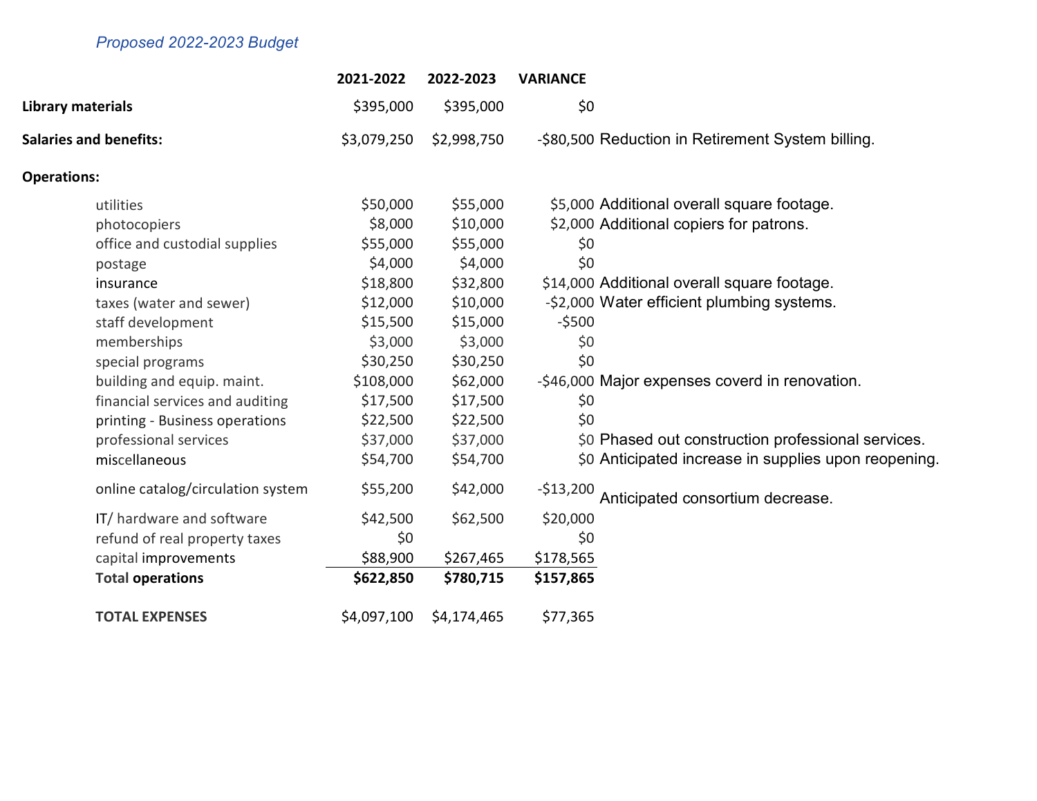*Proposed 2022-2023 Budget*

| | 2021-2022 | 2022-2023 | VARIANCE | |
|---|---|---|---|---|
| **Library materials** | $395,000 | $395,000 | $0 | |
| **Salaries and benefits:** | $3,079,250 | $2,998,750 | -$80,500 | Reduction in Retirement System billing. |
| **Operations:** | | | | |
| utilities | $50,000 | $55,000 | $5,000 | Additional overall square footage. |
| photocopiers | $8,000 | $10,000 | $2,000 | Additional copiers for patrons. |
| office and custodial supplies | $55,000 | $55,000 | $0 | |
| postage | $4,000 | $4,000 | $0 | |
| insurance | $18,800 | $32,800 | $14,000 | Additional overall square footage. |
| taxes (water and sewer) | $12,000 | $10,000 | -$2,000 | Water efficient plumbing systems. |
| staff development | $15,500 | $15,000 | -$500 | |
| memberships | $3,000 | $3,000 | $0 | |
| special programs | $30,250 | $30,250 | $0 | |
| building and equip. maint. | $108,000 | $62,000 | -$46,000 | Major expenses coverd in renovation. |
| financial services and auditing | $17,500 | $17,500 | $0 | |
| printing - Business operations | $22,500 | $22,500 | $0 | |
| professional services | $37,000 | $37,000 | $0 | Phased out construction professional services. |
| miscellaneous | $54,700 | $54,700 | $0 | Anticipated increase in supplies upon reopening. |
| online catalog/circulation system | $55,200 | $42,000 | -$13,200 | Anticipated consortium decrease. |
| IT/ hardware and software | $42,500 | $62,500 | $20,000 | |
| refund of real property taxes | $0 | | $0 | |
| capital improvements | $88,900 | $267,465 | $178,565 | |
| **Total operations** | **$622,850** | **$780,715** | **$157,865** | |
| **TOTAL EXPENSES** | $4,097,100 | $4,174,465 | $77,365 | |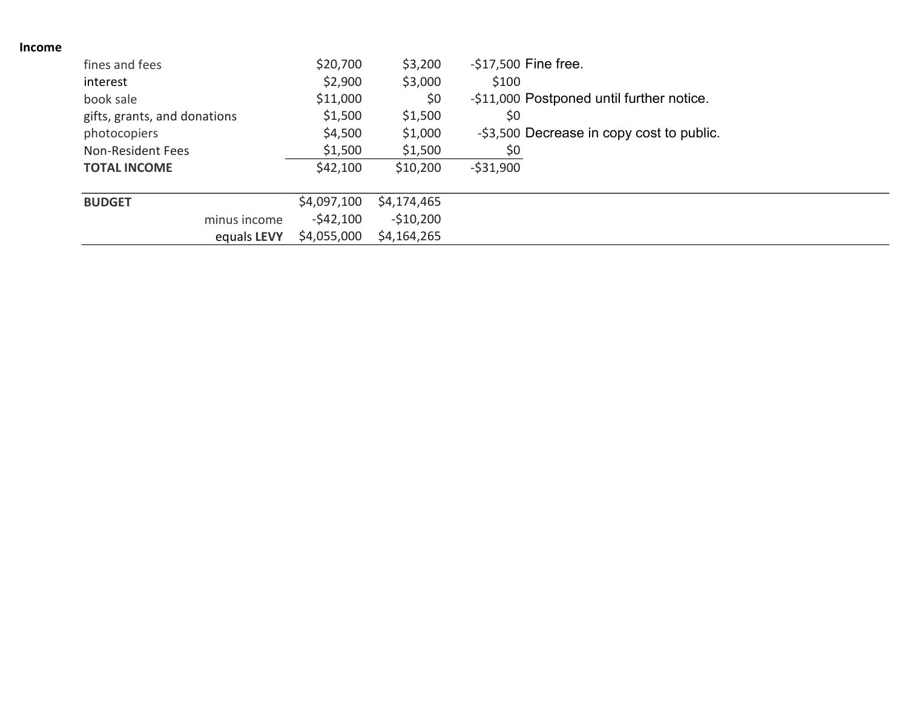**Income**

| | | | | |
|---|---|---|---|---|
| fines and fees | $20,700 | $3,200 | -$17,500 | Fine free. |
| interest | $2,900 | $3,000 | $100 | |
| book sale | $11,000 | $0 | -$11,000 | Postponed until further notice. |
| gifts, grants, and donations | $1,500 | $1,500 | $0 | |
| photocopiers | $4,500 | $1,000 | -$3,500 | Decrease in copy cost to public. |
| Non-Resident Fees | $1,500 | $1,500 | $0 | |
| **TOTAL INCOME** | $42,100 | $10,200 | -$31,900 | |

| | | | |
|---|---|---|---|
| **BUDGET** | | $4,097,100 | $4,174,465 |
| | minus income | -$42,100 | -$10,200 |
| | equals **LEVY** | $4,055,000 | $4,164,265 |